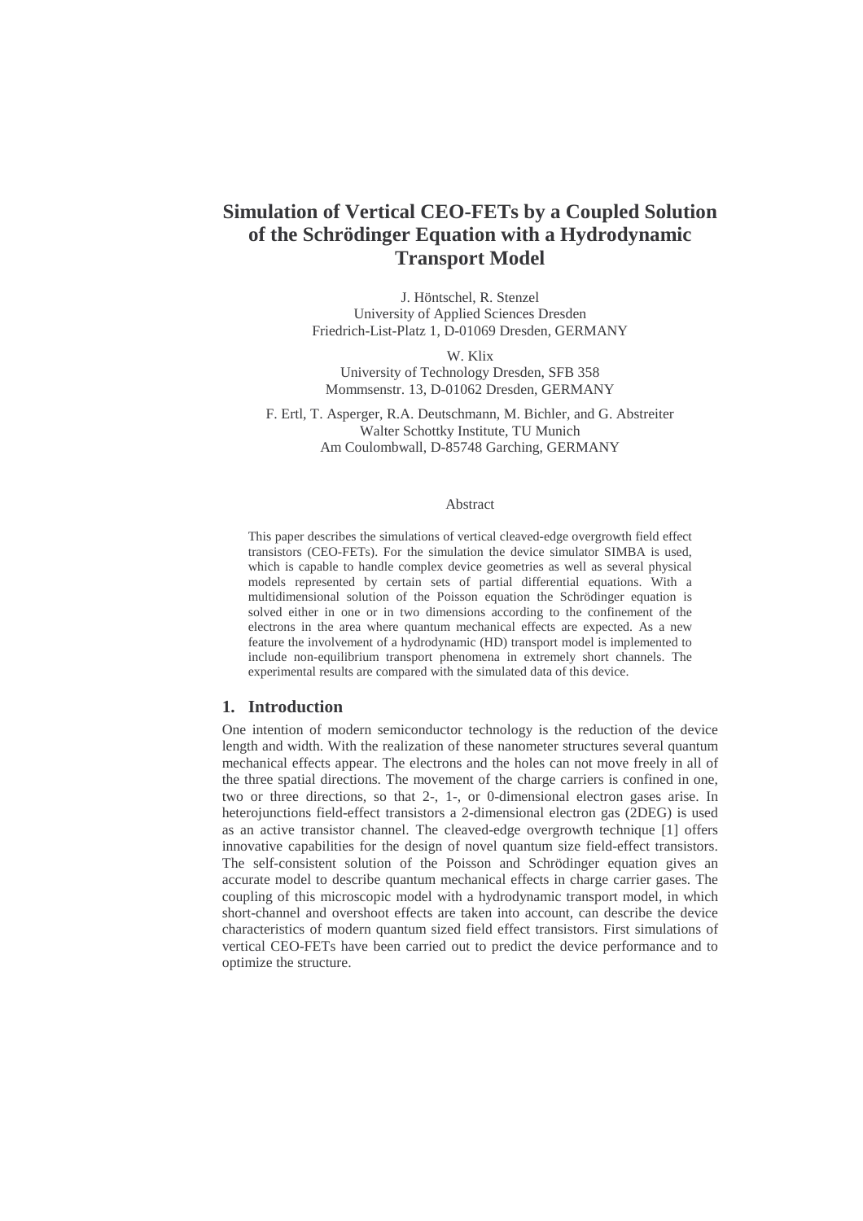# Simulation of Vertical CEO-FETs by a Coupled Solution of the Schrödinger Equation with a Hydrodynamic Transport Model

J. Höntschel, R. Stenzel
University of Applied Sciences Dresden
Friedrich-List-Platz 1, D-01069 Dresden, GERMANY

W. Klix
University of Technology Dresden, SFB 358
Mommsenstr. 13, D-01062 Dresden, GERMANY

F. Ertl, T. Asperger, R.A. Deutschmann, M. Bichler, and G. Abstreiter
Walter Schottky Institute, TU Munich
Am Coulombwall, D-85748 Garching, GERMANY

## Abstract

This paper describes the simulations of vertical cleaved-edge overgrowth field effect transistors (CEO-FETs). For the simulation the device simulator SIMBA is used, which is capable to handle complex device geometries as well as several physical models represented by certain sets of partial differential equations. With a multidimensional solution of the Poisson equation the Schrödinger equation is solved either in one or in two dimensions according to the confinement of the electrons in the area where quantum mechanical effects are expected. As a new feature the involvement of a hydrodynamic (HD) transport model is implemented to include non-equilibrium transport phenomena in extremely short channels. The experimental results are compared with the simulated data of this device.

## 1. Introduction

One intention of modern semiconductor technology is the reduction of the device length and width. With the realization of these nanometer structures several quantum mechanical effects appear. The electrons and the holes can not move freely in all of the three spatial directions. The movement of the charge carriers is confined in one, two or three directions, so that 2-, 1-, or 0-dimensional electron gases arise. In heterojunctions field-effect transistors a 2-dimensional electron gas (2DEG) is used as an active transistor channel. The cleaved-edge overgrowth technique [1] offers innovative capabilities for the design of novel quantum size field-effect transistors. The self-consistent solution of the Poisson and Schrödinger equation gives an accurate model to describe quantum mechanical effects in charge carrier gases. The coupling of this microscopic model with a hydrodynamic transport model, in which short-channel and overshoot effects are taken into account, can describe the device characteristics of modern quantum sized field effect transistors. First simulations of vertical CEO-FETs have been carried out to predict the device performance and to optimize the structure.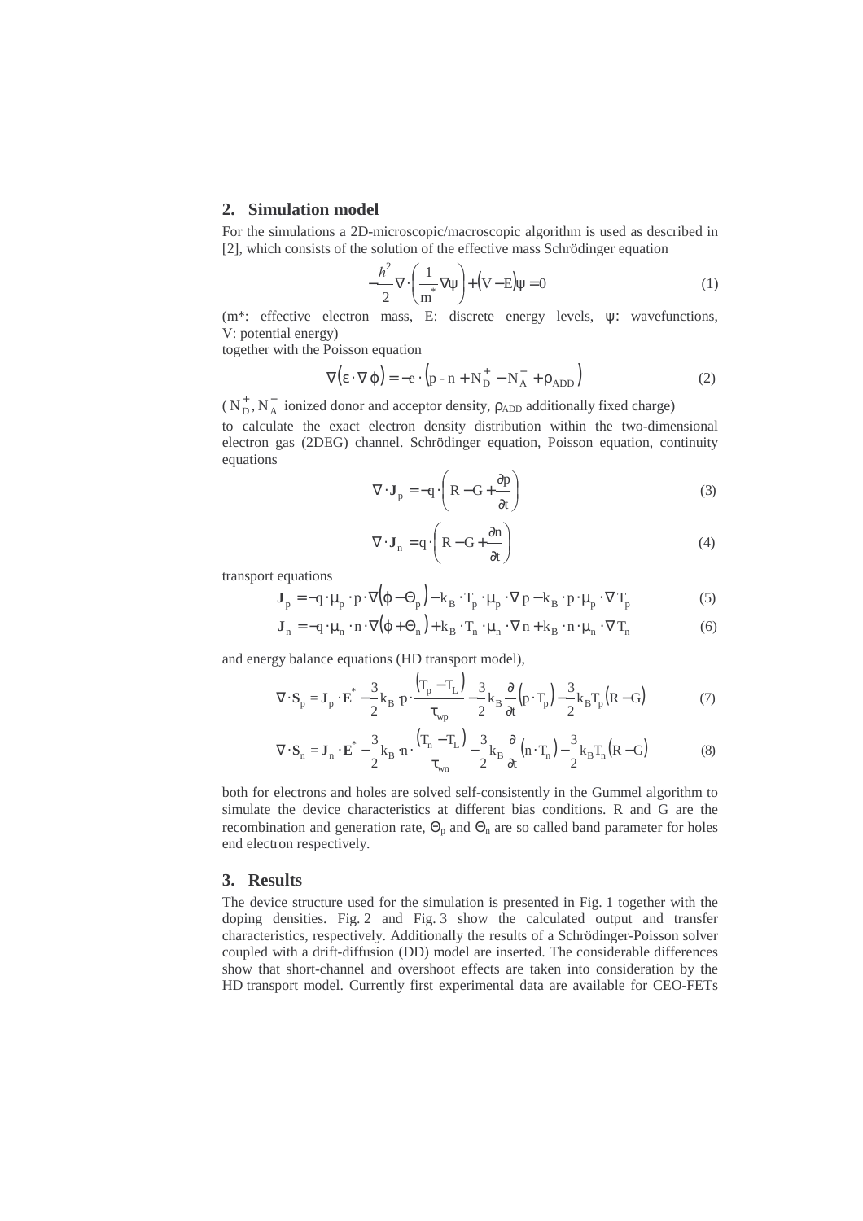## 2. Simulation model

For the simulations a 2D-microscopic/macroscopic algorithm is used as described in [2], which consists of the solution of the effective mass Schrödinger equation

$$-\frac{\hbar^2}{2}\nabla\cdot\left(\frac{1}{m^*}\nabla\psi\right)+(V-E)\psi=0 \tag{1}$$

($m^*$: effective electron mass, E: discrete energy levels, $\psi$: wavefunctions, V: potential energy)

together with the Poisson equation

$$\nabla(\varepsilon\cdot\nabla\varphi)=-e\cdot\left(p-n+N_D^+-N_A^-+\rho_{ADD}\right) \tag{2}$$

($N_D^+, N_A^-$ ionized donor and acceptor density, $\rho_{ADD}$ additionally fixed charge)

to calculate the exact electron density distribution within the two-dimensional electron gas (2DEG) channel. Schrödinger equation, Poisson equation, continuity equations

$$\nabla\cdot\mathbf{J}_p=-q\cdot\left(R-G+\frac{\partial p}{\partial t}\right) \tag{3}$$

$$\nabla\cdot\mathbf{J}_n=q\cdot\left(R-G+\frac{\partial n}{\partial t}\right) \tag{4}$$

transport equations

$$\mathbf{J}_p=-q\cdot\mu_p\cdot p\cdot\nabla(\varphi-\Theta_p)-k_B\cdot T_p\cdot\mu_p\cdot\nabla p-k_B\cdot p\cdot\mu_p\cdot\nabla T_p \tag{5}$$

$$\mathbf{J}_n=-q\cdot\mu_n\cdot n\cdot\nabla(\varphi+\Theta_n)+k_B\cdot T_n\cdot\mu_n\cdot\nabla n+k_B\cdot n\cdot\mu_n\cdot\nabla T_n \tag{6}$$

and energy balance equations (HD transport model),

$$\nabla\cdot\mathbf{S}_p=\mathbf{J}_p\cdot\mathbf{E}^*-\frac{3}{2}k_B\cdot p\cdot\frac{(T_p-T_L)}{\tau_{wp}}-\frac{3}{2}k_B\frac{\partial}{\partial t}(p\cdot T_p)-\frac{3}{2}k_B T_p(R-G) \tag{7}$$

$$\nabla\cdot\mathbf{S}_n=\mathbf{J}_n\cdot\mathbf{E}^*-\frac{3}{2}k_B\cdot n\cdot\frac{(T_n-T_L)}{\tau_{wn}}-\frac{3}{2}k_B\frac{\partial}{\partial t}(n\cdot T_n)-\frac{3}{2}k_B T_n(R-G) \tag{8}$$

both for electrons and holes are solved self-consistently in the Gummel algorithm to simulate the device characteristics at different bias conditions. R and G are the recombination and generation rate, $\Theta_p$ and $\Theta_n$ are so called band parameter for holes end electron respectively.

## 3. Results

The device structure used for the simulation is presented in Fig. 1 together with the doping densities. Fig. 2 and Fig. 3 show the calculated output and transfer characteristics, respectively. Additionally the results of a Schrödinger-Poisson solver coupled with a drift-diffusion (DD) model are inserted. The considerable differences show that short-channel and overshoot effects are taken into consideration by the HD transport model. Currently first experimental data are available for CEO-FETs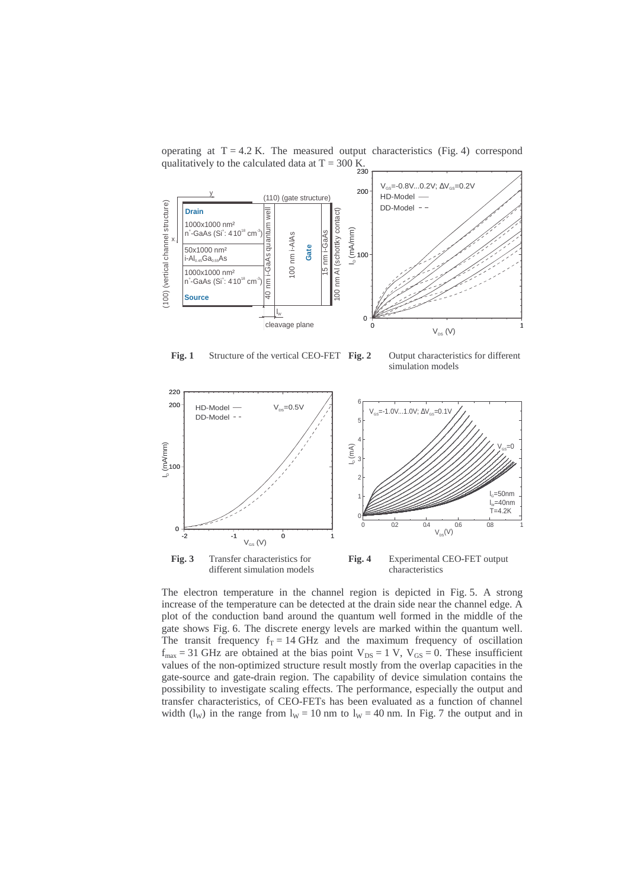operating at $T = 4.2$ K. The measured output characteristics (Fig. 4) correspond qualitatively to the calculated data at $T = 300$ K.

**Fig. 1** Structure of the vertical CEO-FET

**Fig. 2** Output characteristics for different simulation models

**Fig. 3** Transfer characteristics for different simulation models

**Fig. 4** Experimental CEO-FET output characteristics

The electron temperature in the channel region is depicted in Fig. 5. A strong increase of the temperature can be detected at the drain side near the channel edge. A plot of the conduction band around the quantum well formed in the middle of the gate shows Fig. 6. The discrete energy levels are marked within the quantum well. The transit frequency $f_T = 14$ GHz and the maximum frequency of oscillation $f_{max} = 31$ GHz are obtained at the bias point $V_{DS} = 1$ V, $V_{GS} = 0$. These insufficient values of the non-optimized structure result mostly from the overlap capacities in the gate-source and gate-drain region. The capability of device simulation contains the possibility to investigate scaling effects. The performance, especially the output and transfer characteristics, of CEO-FETs has been evaluated as a function of channel width ($l_W$) in the range from $l_W = 10$ nm to $l_W = 40$ nm. In Fig. 7 the output and in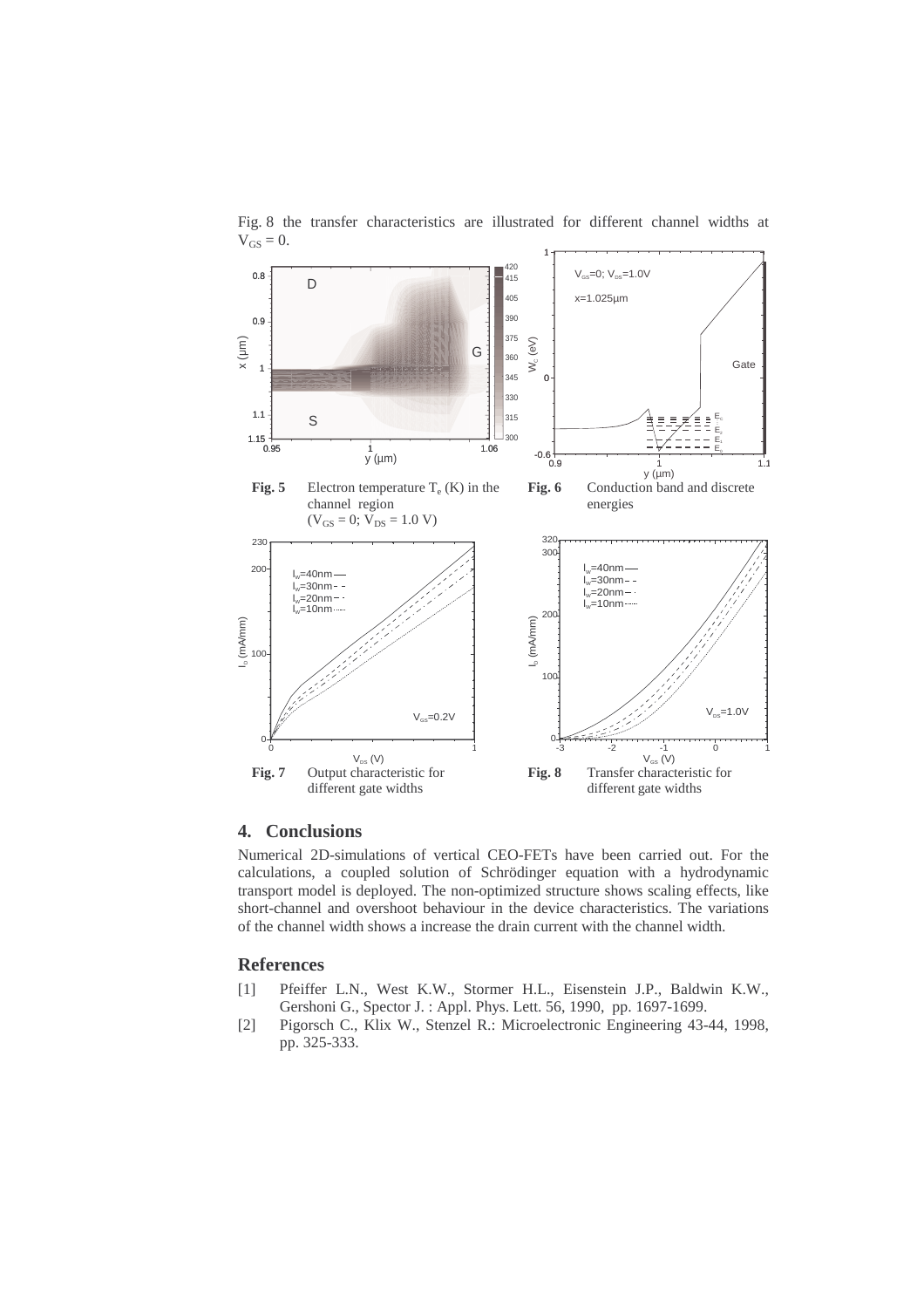Fig. 8 the transfer characteristics are illustrated for different channel widths at $V_{GS} = 0$.

0.8
D
0.9
x (µm)
1
G
1.1
S
1.15
0.95
1
1.06
y (µm)
420
415
405
390
375
360
345
330
315
300

**Fig. 5** Electron temperature $T_e$ (K) in the channel region ($V_{GS} = 0$; $V_{DS} = 1.0$ V)

1
$V_{GS}$=0; $V_{DS}$=1.0V
x=1.025µm
$W_C$ (eV)
0
Gate
$E_C$
$E_2$
$E_1$
$E_0$
-0.6
0.9
1
1.1
y (µm)

**Fig. 6** Conduction band and discrete energies

230
200
$l_w$=40nm
$l_w$=30nm
$l_w$=20nm
$l_w$=10nm
$I_D$ (mA/mm)
100
$V_{GS}$=0.2V
0
0
1
$V_{DS}$ (V)

**Fig. 7** Output characteristic for different gate widths

320
300
$l_w$=40nm
$l_w$=30nm
$l_w$=20nm
$l_w$=10nm
200
$I_D$ (mA/mm)
100
$V_{DS}$=1.0V
0
-3
-2
-1
0
1
$V_{GS}$ (V)

**Fig. 8** Transfer characteristic for different gate widths

## 4. Conclusions

Numerical 2D-simulations of vertical CEO-FETs have been carried out. For the calculations, a coupled solution of Schrödinger equation with a hydrodynamic transport model is deployed. The non-optimized structure shows scaling effects, like short-channel and overshoot behaviour in the device characteristics. The variations of the channel width shows a increase the drain current with the channel width.

## References

[1] Pfeiffer L.N., West K.W., Stormer H.L., Eisenstein J.P., Baldwin K.W., Gershoni G., Spector J. : Appl. Phys. Lett. 56, 1990, pp. 1697-1699.

[2] Pigorsch C., Klix W., Stenzel R.: Microelectronic Engineering 43-44, 1998, pp. 325-333.